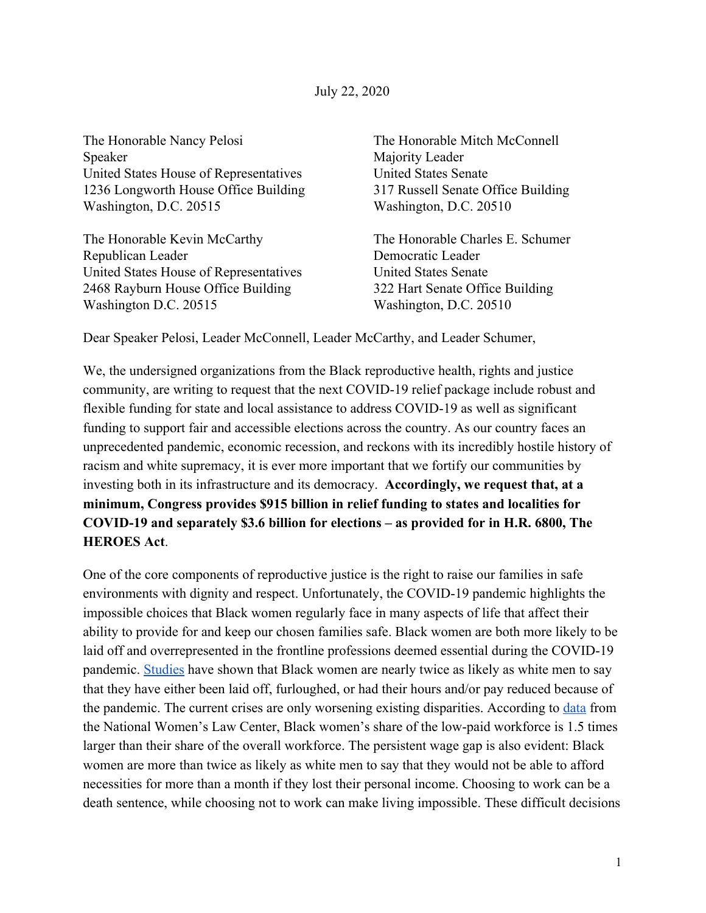July 22, 2020

The Honorable Nancy Pelosi
Speaker
United States House of Representatives
1236 Longworth House Office Building
Washington, D.C. 20515

The Honorable Mitch McConnell
Majority Leader
United States Senate
317 Russell Senate Office Building
Washington, D.C. 20510

The Honorable Kevin McCarthy
Republican Leader
United States House of Representatives
2468 Rayburn House Office Building
Washington D.C. 20515

The Honorable Charles E. Schumer
Democratic Leader
United States Senate
322 Hart Senate Office Building
Washington, D.C. 20510

Dear Speaker Pelosi, Leader McConnell, Leader McCarthy, and Leader Schumer,

We, the undersigned organizations from the Black reproductive health, rights and justice community, are writing to request that the next COVID-19 relief package include robust and flexible funding for state and local assistance to address COVID-19 as well as significant funding to support fair and accessible elections across the country. As our country faces an unprecedented pandemic, economic recession, and reckons with its incredibly hostile history of racism and white supremacy, it is ever more important that we fortify our communities by investing both in its infrastructure and its democracy. **Accordingly, we request that, at a minimum, Congress provides $915 billion in relief funding to states and localities for COVID-19 and separately $3.6 billion for elections – as provided for in H.R. 6800, The HEROES Act**.

One of the core components of reproductive justice is the right to raise our families in safe environments with dignity and respect. Unfortunately, the COVID-19 pandemic highlights the impossible choices that Black women regularly face in many aspects of life that affect their ability to provide for and keep our chosen families safe. Black women are both more likely to be laid off and overrepresented in the frontline professions deemed essential during the COVID-19 pandemic. [Studies] have shown that Black women are nearly twice as likely as white men to say that they have either been laid off, furloughed, or had their hours and/or pay reduced because of the pandemic. The current crises are only worsening existing disparities. According to [data] from the National Women's Law Center, Black women's share of the low-paid workforce is 1.5 times larger than their share of the overall workforce. The persistent wage gap is also evident: Black women are more than twice as likely as white men to say that they would not be able to afford necessities for more than a month if they lost their personal income. Choosing to work can be a death sentence, while choosing not to work can make living impossible. These difficult decisions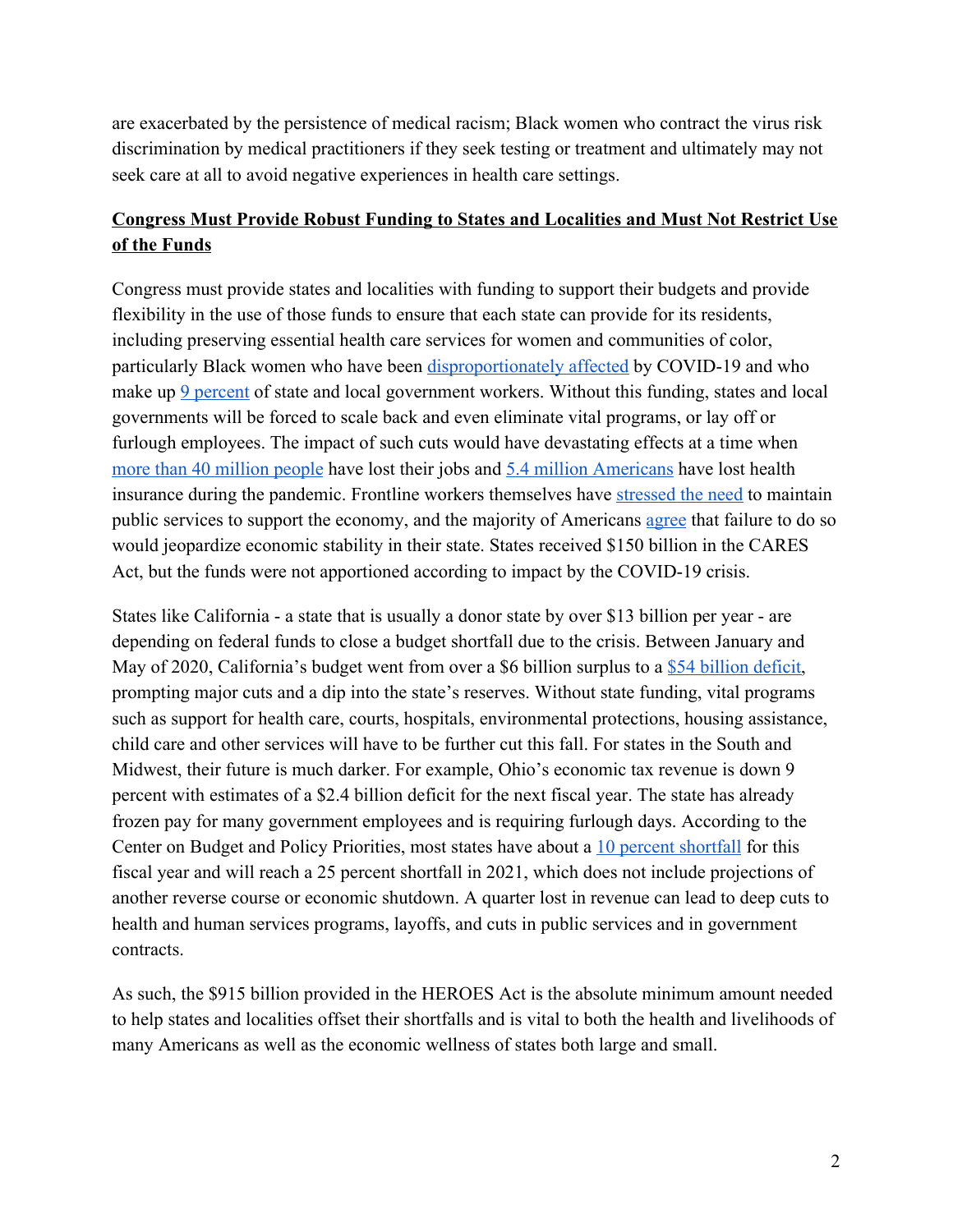are exacerbated by the persistence of medical racism; Black women who contract the virus risk discrimination by medical practitioners if they seek testing or treatment and ultimately may not seek care at all to avoid negative experiences in health care settings.

## **Congress Must Provide Robust Funding to States and Localities and Must Not Restrict Use of the Funds**

Congress must provide states and localities with funding to support their budgets and provide flexibility in the use of those funds to ensure that each state can provide for its residents, including preserving essential health care services for women and communities of color, particularly Black women who have been disproportionately affected by COVID-19 and who make up 9 percent of state and local government workers. Without this funding, states and local governments will be forced to scale back and even eliminate vital programs, or lay off or furlough employees. The impact of such cuts would have devastating effects at a time when more than 40 million people have lost their jobs and 5.4 million Americans have lost health insurance during the pandemic. Frontline workers themselves have stressed the need to maintain public services to support the economy, and the majority of Americans agree that failure to do so would jeopardize economic stability in their state. States received $150 billion in the CARES Act, but the funds were not apportioned according to impact by the COVID-19 crisis.

States like California - a state that is usually a donor state by over $13 billion per year - are depending on federal funds to close a budget shortfall due to the crisis. Between January and May of 2020, California's budget went from over a $6 billion surplus to a $54 billion deficit, prompting major cuts and a dip into the state's reserves. Without state funding, vital programs such as support for health care, courts, hospitals, environmental protections, housing assistance, child care and other services will have to be further cut this fall. For states in the South and Midwest, their future is much darker. For example, Ohio's economic tax revenue is down 9 percent with estimates of a $2.4 billion deficit for the next fiscal year. The state has already frozen pay for many government employees and is requiring furlough days. According to the Center on Budget and Policy Priorities, most states have about a 10 percent shortfall for this fiscal year and will reach a 25 percent shortfall in 2021, which does not include projections of another reverse course or economic shutdown. A quarter lost in revenue can lead to deep cuts to health and human services programs, layoffs, and cuts in public services and in government contracts.

As such, the $915 billion provided in the HEROES Act is the absolute minimum amount needed to help states and localities offset their shortfalls and is vital to both the health and livelihoods of many Americans as well as the economic wellness of states both large and small.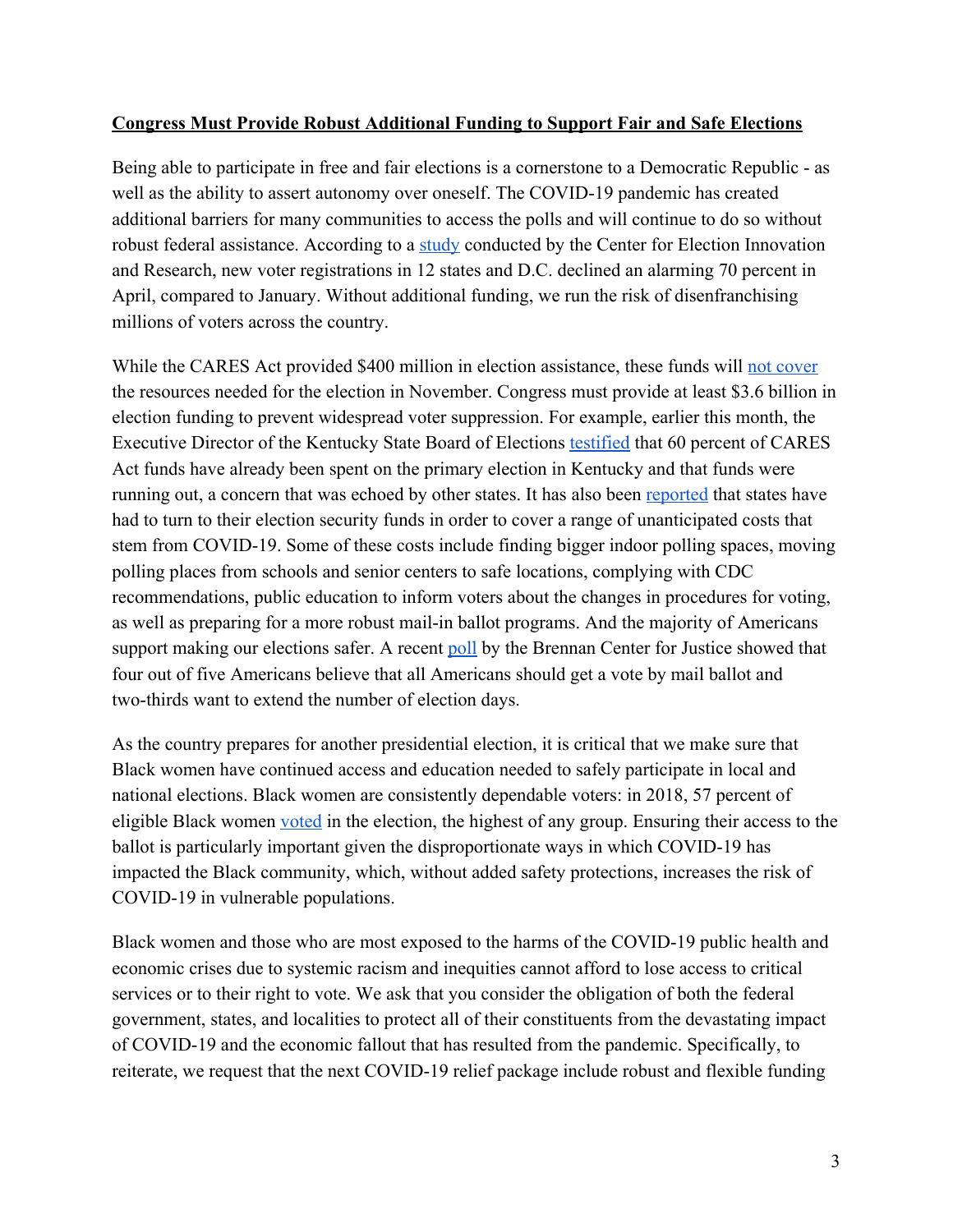**Congress Must Provide Robust Additional Funding to Support Fair and Safe Elections**

Being able to participate in free and fair elections is a cornerstone to a Democratic Republic - as well as the ability to assert autonomy over oneself. The COVID-19 pandemic has created additional barriers for many communities to access the polls and will continue to do so without robust federal assistance. According to a study conducted by the Center for Election Innovation and Research, new voter registrations in 12 states and D.C. declined an alarming 70 percent in April, compared to January. Without additional funding, we run the risk of disenfranchising millions of voters across the country.

While the CARES Act provided $400 million in election assistance, these funds will not cover the resources needed for the election in November. Congress must provide at least $3.6 billion in election funding to prevent widespread voter suppression. For example, earlier this month, the Executive Director of the Kentucky State Board of Elections testified that 60 percent of CARES Act funds have already been spent on the primary election in Kentucky and that funds were running out, a concern that was echoed by other states. It has also been reported that states have had to turn to their election security funds in order to cover a range of unanticipated costs that stem from COVID-19. Some of these costs include finding bigger indoor polling spaces, moving polling places from schools and senior centers to safe locations, complying with CDC recommendations, public education to inform voters about the changes in procedures for voting, as well as preparing for a more robust mail-in ballot programs. And the majority of Americans support making our elections safer. A recent poll by the Brennan Center for Justice showed that four out of five Americans believe that all Americans should get a vote by mail ballot and two-thirds want to extend the number of election days.

As the country prepares for another presidential election, it is critical that we make sure that Black women have continued access and education needed to safely participate in local and national elections. Black women are consistently dependable voters: in 2018, 57 percent of eligible Black women voted in the election, the highest of any group. Ensuring their access to the ballot is particularly important given the disproportionate ways in which COVID-19 has impacted the Black community, which, without added safety protections, increases the risk of COVID-19 in vulnerable populations.

Black women and those who are most exposed to the harms of the COVID-19 public health and economic crises due to systemic racism and inequities cannot afford to lose access to critical services or to their right to vote. We ask that you consider the obligation of both the federal government, states, and localities to protect all of their constituents from the devastating impact of COVID-19 and the economic fallout that has resulted from the pandemic. Specifically, to reiterate, we request that the next COVID-19 relief package include robust and flexible funding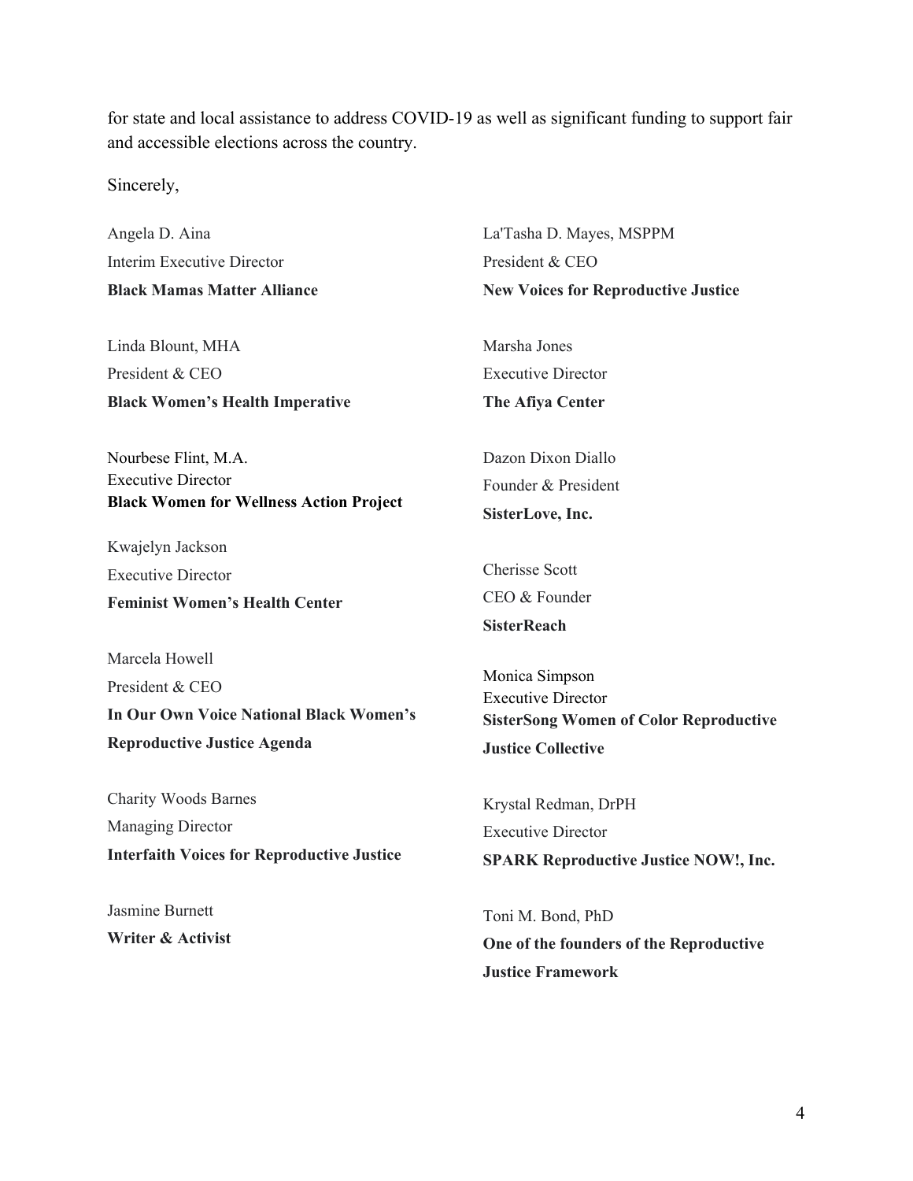for state and local assistance to address COVID-19 as well as significant funding to support fair and accessible elections across the country.

Sincerely,

Angela D. Aina
Interim Executive Director
**Black Mamas Matter Alliance**

Linda Blount, MHA
President & CEO
**Black Women's Health Imperative**

Nourbese Flint, M.A.
Executive Director
**Black Women for Wellness Action Project**

Kwajelyn Jackson
Executive Director
**Feminist Women's Health Center**

Marcela Howell
President & CEO
**In Our Own Voice National Black Women's Reproductive Justice Agenda**

Charity Woods Barnes
Managing Director
**Interfaith Voices for Reproductive Justice**

Jasmine Burnett
**Writer & Activist**

La'Tasha D. Mayes, MSPPM
President & CEO
**New Voices for Reproductive Justice**

Marsha Jones
Executive Director
**The Afiya Center**

Dazon Dixon Diallo
Founder & President
**SisterLove, Inc.**

Cherisse Scott
CEO & Founder
**SisterReach**

Monica Simpson
Executive Director
**SisterSong Women of Color Reproductive Justice Collective**

Krystal Redman, DrPH
Executive Director
**SPARK Reproductive Justice NOW!, Inc.**

Toni M. Bond, PhD
**One of the founders of the Reproductive Justice Framework**